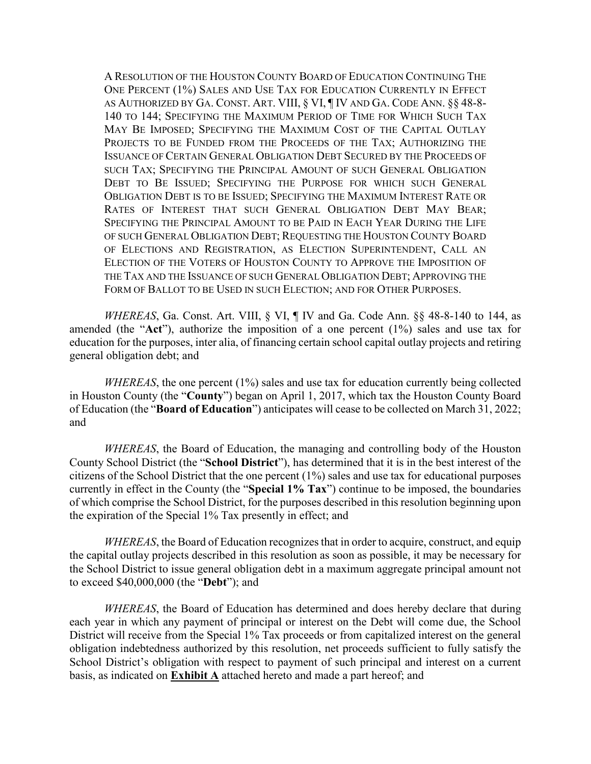A RESOLUTION OF THE HOUSTON COUNTY BOARD OF EDUCATION CONTINUING THE ONE PERCENT (1%) SALES AND USE TAX FOR EDUCATION CURRENTLY IN EFFECT AS AUTHORIZED BY GA. CONST. ART. VIII, § VI, ¶ IV AND GA. CODE ANN. §§ 48-8-140 TO 144; SPECIFYING THE MAXIMUM PERIOD OF TIME FOR WHICH SUCH TAX MAY BE IMPOSED; SPECIFYING THE MAXIMUM COST OF THE CAPITAL OUTLAY PROJECTS TO BE FUNDED FROM THE PROCEEDS OF THE TAX; AUTHORIZING THE ISSUANCE OF CERTAIN GENERAL OBLIGATION DEBT SECURED BY THE PROCEEDS OF SUCH TAX; SPECIFYING THE PRINCIPAL AMOUNT OF SUCH GENERAL OBLIGATION DEBT TO BE ISSUED; SPECIFYING THE PURPOSE FOR WHICH SUCH GENERAL OBLIGATION DEBT IS TO BE ISSUED; SPECIFYING THE MAXIMUM INTEREST RATE OR RATES OF INTEREST THAT SUCH GENERAL OBLIGATION DEBT MAY BEAR; SPECIFYING THE PRINCIPAL AMOUNT TO BE PAID IN EACH YEAR DURING THE LIFE OF SUCH GENERAL OBLIGATION DEBT; REQUESTING THE HOUSTON COUNTY BOARD OF ELECTIONS AND REGISTRATION, AS ELECTION SUPERINTENDENT, CALL AN ELECTION OF THE VOTERS OF HOUSTON COUNTY TO APPROVE THE IMPOSITION OF THE TAX AND THE ISSUANCE OF SUCH GENERAL OBLIGATION DEBT; APPROVING THE FORM OF BALLOT TO BE USED IN SUCH ELECTION; AND FOR OTHER PURPOSES.

*WHEREAS*, Ga. Const. Art. VIII, § VI, ¶ IV and Ga. Code Ann. §§ 48-8-140 to 144, as amended (the "**Act**"), authorize the imposition of a one percent (1%) sales and use tax for education for the purposes, inter alia, of financing certain school capital outlay projects and retiring general obligation debt; and

*WHEREAS*, the one percent (1%) sales and use tax for education currently being collected in Houston County (the "**County**") began on April 1, 2017, which tax the Houston County Board of Education (the "**Board of Education**") anticipates will cease to be collected on March 31, 2022; and

*WHEREAS*, the Board of Education, the managing and controlling body of the Houston County School District (the "**School District**"), has determined that it is in the best interest of the citizens of the School District that the one percent (1%) sales and use tax for educational purposes currently in effect in the County (the "**Special 1% Tax**") continue to be imposed, the boundaries of which comprise the School District, for the purposes described in this resolution beginning upon the expiration of the Special 1% Tax presently in effect; and

*WHEREAS*, the Board of Education recognizes that in order to acquire, construct, and equip the capital outlay projects described in this resolution as soon as possible, it may be necessary for the School District to issue general obligation debt in a maximum aggregate principal amount not to exceed $40,000,000 (the "**Debt**"); and

*WHEREAS*, the Board of Education has determined and does hereby declare that during each year in which any payment of principal or interest on the Debt will come due, the School District will receive from the Special 1% Tax proceeds or from capitalized interest on the general obligation indebtedness authorized by this resolution, net proceeds sufficient to fully satisfy the School District's obligation with respect to payment of such principal and interest on a current basis, as indicated on **Exhibit A** attached hereto and made a part hereof; and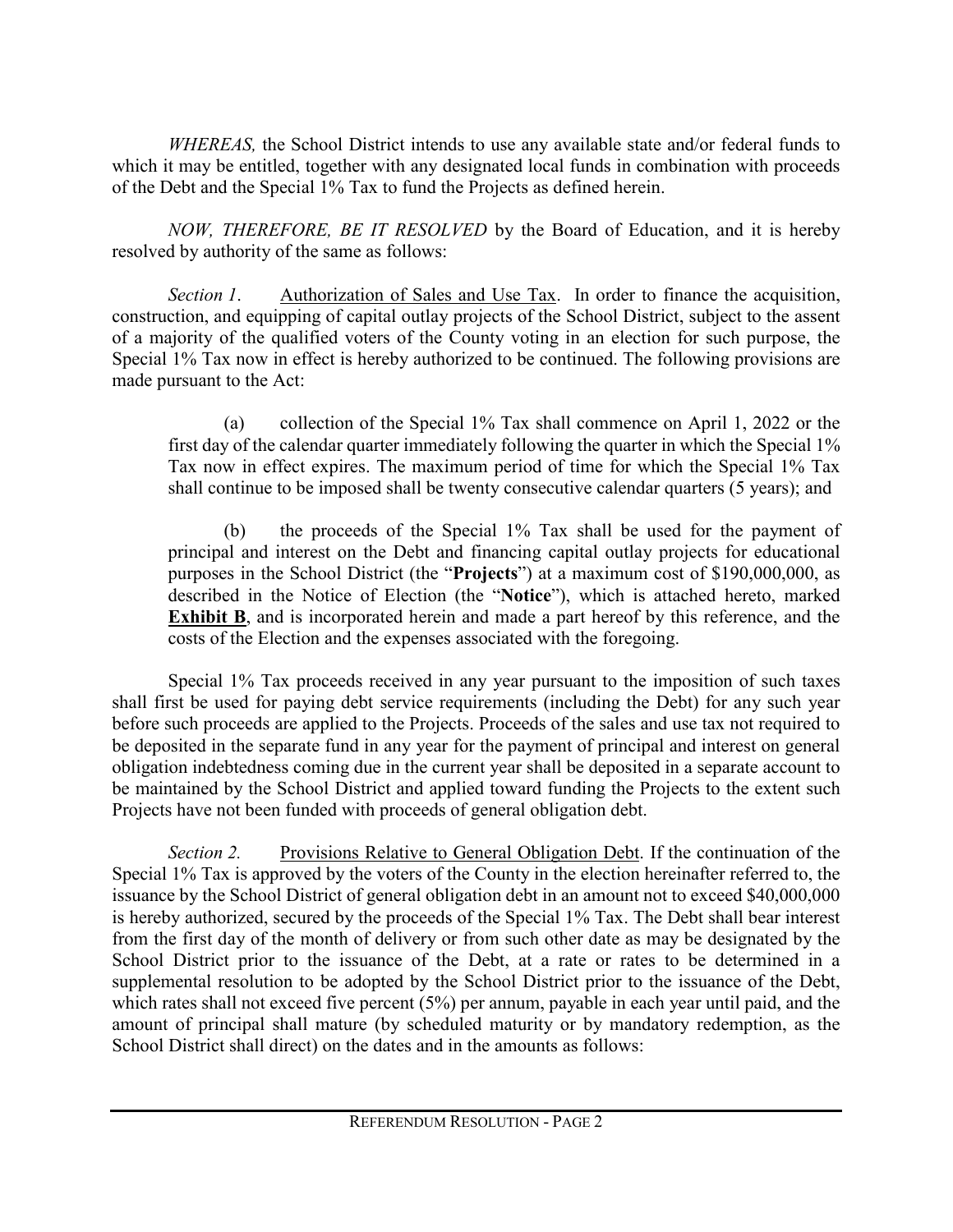*WHEREAS,* the School District intends to use any available state and/or federal funds to which it may be entitled, together with any designated local funds in combination with proceeds of the Debt and the Special 1% Tax to fund the Projects as defined herein.

*NOW, THEREFORE, BE IT RESOLVED* by the Board of Education, and it is hereby resolved by authority of the same as follows:

*Section 1.* <u>Authorization of Sales and Use Tax</u>. In order to finance the acquisition, construction, and equipping of capital outlay projects of the School District, subject to the assent of a majority of the qualified voters of the County voting in an election for such purpose, the Special 1% Tax now in effect is hereby authorized to be continued. The following provisions are made pursuant to the Act:

> (a) collection of the Special 1% Tax shall commence on April 1, 2022 or the first day of the calendar quarter immediately following the quarter in which the Special 1% Tax now in effect expires. The maximum period of time for which the Special 1% Tax shall continue to be imposed shall be twenty consecutive calendar quarters (5 years); and
>
> (b) the proceeds of the Special 1% Tax shall be used for the payment of principal and interest on the Debt and financing capital outlay projects for educational purposes in the School District (the "**Projects**") at a maximum cost of $190,000,000, as described in the Notice of Election (the "**Notice**"), which is attached hereto, marked **<u>Exhibit B</u>**, and is incorporated herein and made a part hereof by this reference, and the costs of the Election and the expenses associated with the foregoing.

Special 1% Tax proceeds received in any year pursuant to the imposition of such taxes shall first be used for paying debt service requirements (including the Debt) for any such year before such proceeds are applied to the Projects. Proceeds of the sales and use tax not required to be deposited in the separate fund in any year for the payment of principal and interest on general obligation indebtedness coming due in the current year shall be deposited in a separate account to be maintained by the School District and applied toward funding the Projects to the extent such Projects have not been funded with proceeds of general obligation debt.

*Section 2.* <u>Provisions Relative to General Obligation Debt</u>. If the continuation of the Special 1% Tax is approved by the voters of the County in the election hereinafter referred to, the issuance by the School District of general obligation debt in an amount not to exceed $40,000,000 is hereby authorized, secured by the proceeds of the Special 1% Tax. The Debt shall bear interest from the first day of the month of delivery or from such other date as may be designated by the School District prior to the issuance of the Debt, at a rate or rates to be determined in a supplemental resolution to be adopted by the School District prior to the issuance of the Debt, which rates shall not exceed five percent (5%) per annum, payable in each year until paid, and the amount of principal shall mature (by scheduled maturity or by mandatory redemption, as the School District shall direct) on the dates and in the amounts as follows: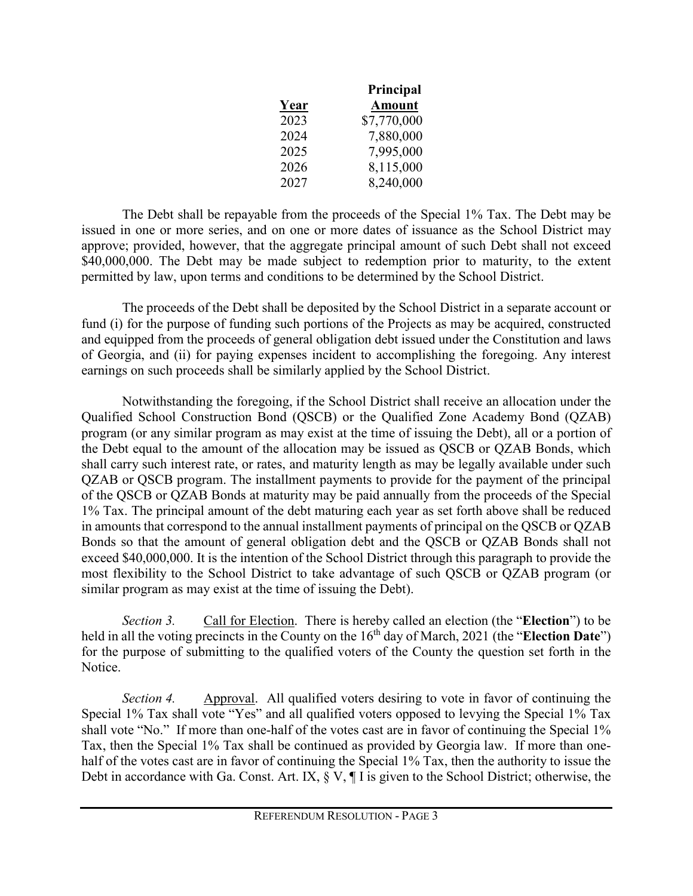| Year | Principal Amount |
|---|---|
| 2023 | $7,770,000 |
| 2024 | 7,880,000 |
| 2025 | 7,995,000 |
| 2026 | 8,115,000 |
| 2027 | 8,240,000 |

The Debt shall be repayable from the proceeds of the Special 1% Tax. The Debt may be issued in one or more series, and on one or more dates of issuance as the School District may approve; provided, however, that the aggregate principal amount of such Debt shall not exceed $40,000,000. The Debt may be made subject to redemption prior to maturity, to the extent permitted by law, upon terms and conditions to be determined by the School District.

The proceeds of the Debt shall be deposited by the School District in a separate account or fund (i) for the purpose of funding such portions of the Projects as may be acquired, constructed and equipped from the proceeds of general obligation debt issued under the Constitution and laws of Georgia, and (ii) for paying expenses incident to accomplishing the foregoing. Any interest earnings on such proceeds shall be similarly applied by the School District.

Notwithstanding the foregoing, if the School District shall receive an allocation under the Qualified School Construction Bond (QSCB) or the Qualified Zone Academy Bond (QZAB) program (or any similar program as may exist at the time of issuing the Debt), all or a portion of the Debt equal to the amount of the allocation may be issued as QSCB or QZAB Bonds, which shall carry such interest rate, or rates, and maturity length as may be legally available under such QZAB or QSCB program. The installment payments to provide for the payment of the principal of the QSCB or QZAB Bonds at maturity may be paid annually from the proceeds of the Special 1% Tax. The principal amount of the debt maturing each year as set forth above shall be reduced in amounts that correspond to the annual installment payments of principal on the QSCB or QZAB Bonds so that the amount of general obligation debt and the QSCB or QZAB Bonds shall not exceed $40,000,000. It is the intention of the School District through this paragraph to provide the most flexibility to the School District to take advantage of such QSCB or QZAB program (or similar program as may exist at the time of issuing the Debt).

*Section 3.* Call for Election. There is hereby called an election (the "**Election**") to be held in all the voting precincts in the County on the 16th day of March, 2021 (the "**Election Date**") for the purpose of submitting to the qualified voters of the County the question set forth in the Notice.

*Section 4.* Approval. All qualified voters desiring to vote in favor of continuing the Special 1% Tax shall vote "Yes" and all qualified voters opposed to levying the Special 1% Tax shall vote "No." If more than one-half of the votes cast are in favor of continuing the Special 1% Tax, then the Special 1% Tax shall be continued as provided by Georgia law. If more than one-half of the votes cast are in favor of continuing the Special 1% Tax, then the authority to issue the Debt in accordance with Ga. Const. Art. IX, § V, ¶ I is given to the School District; otherwise, the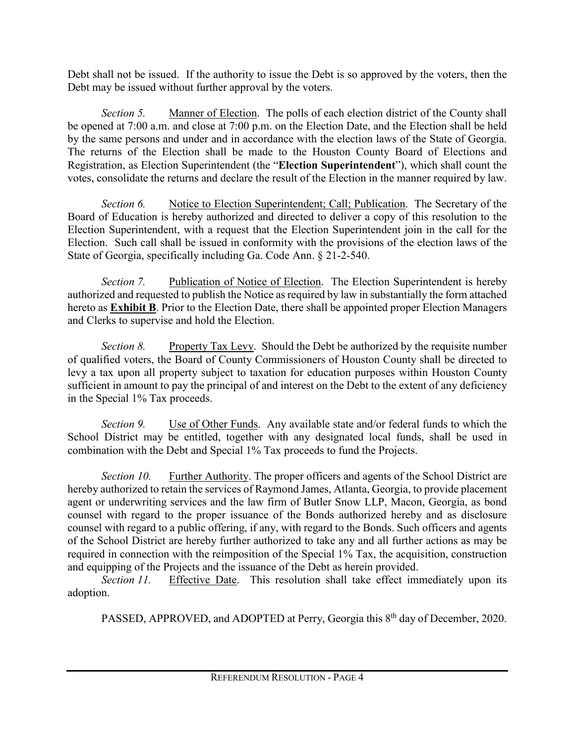Debt shall not be issued. If the authority to issue the Debt is so approved by the voters, then the Debt may be issued without further approval by the voters.

*Section 5.* Manner of Election. The polls of each election district of the County shall be opened at 7:00 a.m. and close at 7:00 p.m. on the Election Date, and the Election shall be held by the same persons and under and in accordance with the election laws of the State of Georgia. The returns of the Election shall be made to the Houston County Board of Elections and Registration, as Election Superintendent (the "**Election Superintendent**"), which shall count the votes, consolidate the returns and declare the result of the Election in the manner required by law.

*Section 6.* Notice to Election Superintendent; Call; Publication. The Secretary of the Board of Education is hereby authorized and directed to deliver a copy of this resolution to the Election Superintendent, with a request that the Election Superintendent join in the call for the Election. Such call shall be issued in conformity with the provisions of the election laws of the State of Georgia, specifically including Ga. Code Ann. § 21-2-540.

*Section 7.* Publication of Notice of Election. The Election Superintendent is hereby authorized and requested to publish the Notice as required by law in substantially the form attached hereto as **Exhibit B**. Prior to the Election Date, there shall be appointed proper Election Managers and Clerks to supervise and hold the Election.

*Section 8.* Property Tax Levy. Should the Debt be authorized by the requisite number of qualified voters, the Board of County Commissioners of Houston County shall be directed to levy a tax upon all property subject to taxation for education purposes within Houston County sufficient in amount to pay the principal of and interest on the Debt to the extent of any deficiency in the Special 1% Tax proceeds.

*Section 9.* Use of Other Funds. Any available state and/or federal funds to which the School District may be entitled, together with any designated local funds, shall be used in combination with the Debt and Special 1% Tax proceeds to fund the Projects.

*Section 10.* Further Authority. The proper officers and agents of the School District are hereby authorized to retain the services of Raymond James, Atlanta, Georgia, to provide placement agent or underwriting services and the law firm of Butler Snow LLP, Macon, Georgia, as bond counsel with regard to the proper issuance of the Bonds authorized hereby and as disclosure counsel with regard to a public offering, if any, with regard to the Bonds. Such officers and agents of the School District are hereby further authorized to take any and all further actions as may be required in connection with the reimposition of the Special 1% Tax, the acquisition, construction and equipping of the Projects and the issuance of the Debt as herein provided.

*Section 11.* Effective Date. This resolution shall take effect immediately upon its adoption.

PASSED, APPROVED, and ADOPTED at Perry, Georgia this 8th day of December, 2020.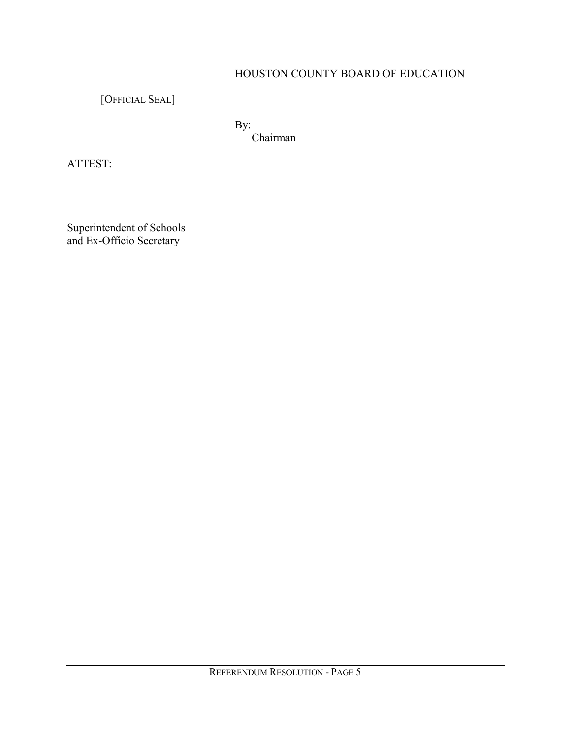HOUSTON COUNTY BOARD OF EDUCATION

[OFFICIAL SEAL]

By:\_\_\_\_\_\_\_\_\_\_\_\_\_\_\_\_\_\_\_\_\_\_\_\_\_\_\_\_\_\_\_\_\_\_\_\_\_\_\_\_
Chairman

ATTEST:

\_\_\_\_\_\_\_\_\_\_\_\_\_\_\_\_\_\_\_\_\_\_\_\_\_\_\_\_\_\_\_\_\_\_\_\_\_\_\_\_
Superintendent of Schools
and Ex-Officio Secretary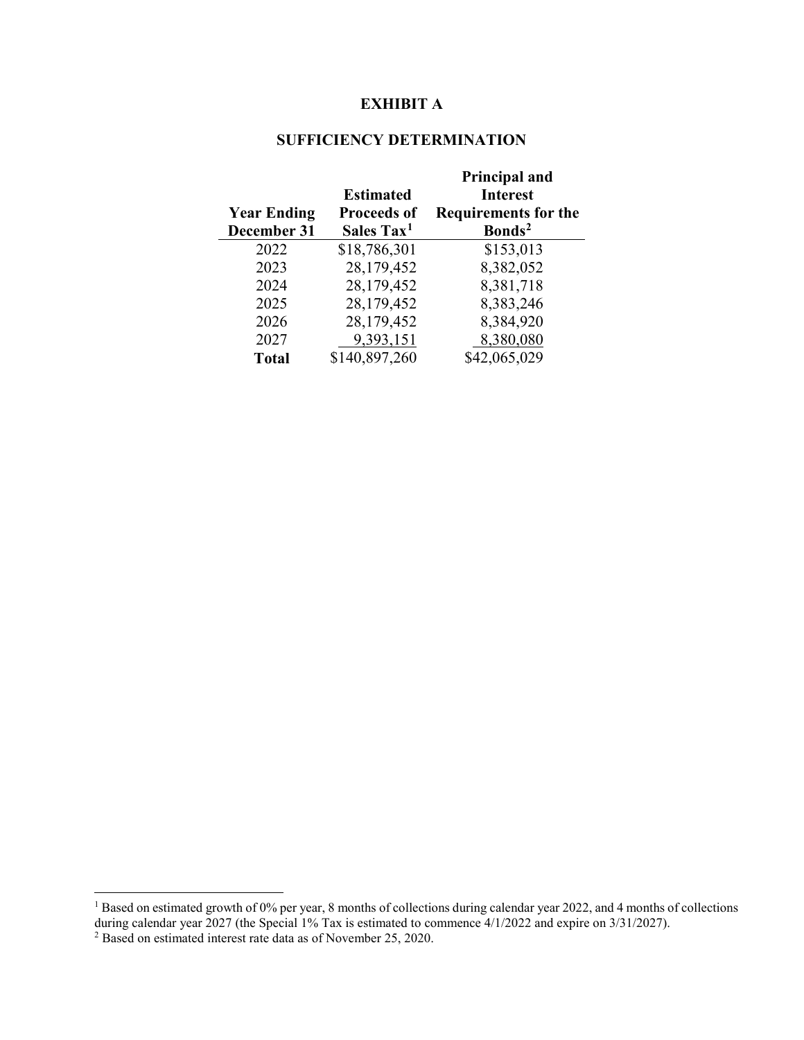# EXHIBIT A

## SUFFICIENCY DETERMINATION

| Year Ending December 31 | Estimated Proceeds of Sales Tax[1] | Principal and Interest Requirements for the Bonds[2] |
|---|---|---|
| 2022 | $18,786,301 | $153,013 |
| 2023 | 28,179,452 | 8,382,052 |
| 2024 | 28,179,452 | 8,381,718 |
| 2025 | 28,179,452 | 8,383,246 |
| 2026 | 28,179,452 | 8,384,920 |
| 2027 | 9,393,151 | 8,380,080 |
| **Total** | $140,897,260 | $42,065,029 |

[1] Based on estimated growth of 0% per year, 8 months of collections during calendar year 2022, and 4 months of collections during calendar year 2027 (the Special 1% Tax is estimated to commence 4/1/2022 and expire on 3/31/2027).

[2] Based on estimated interest rate data as of November 25, 2020.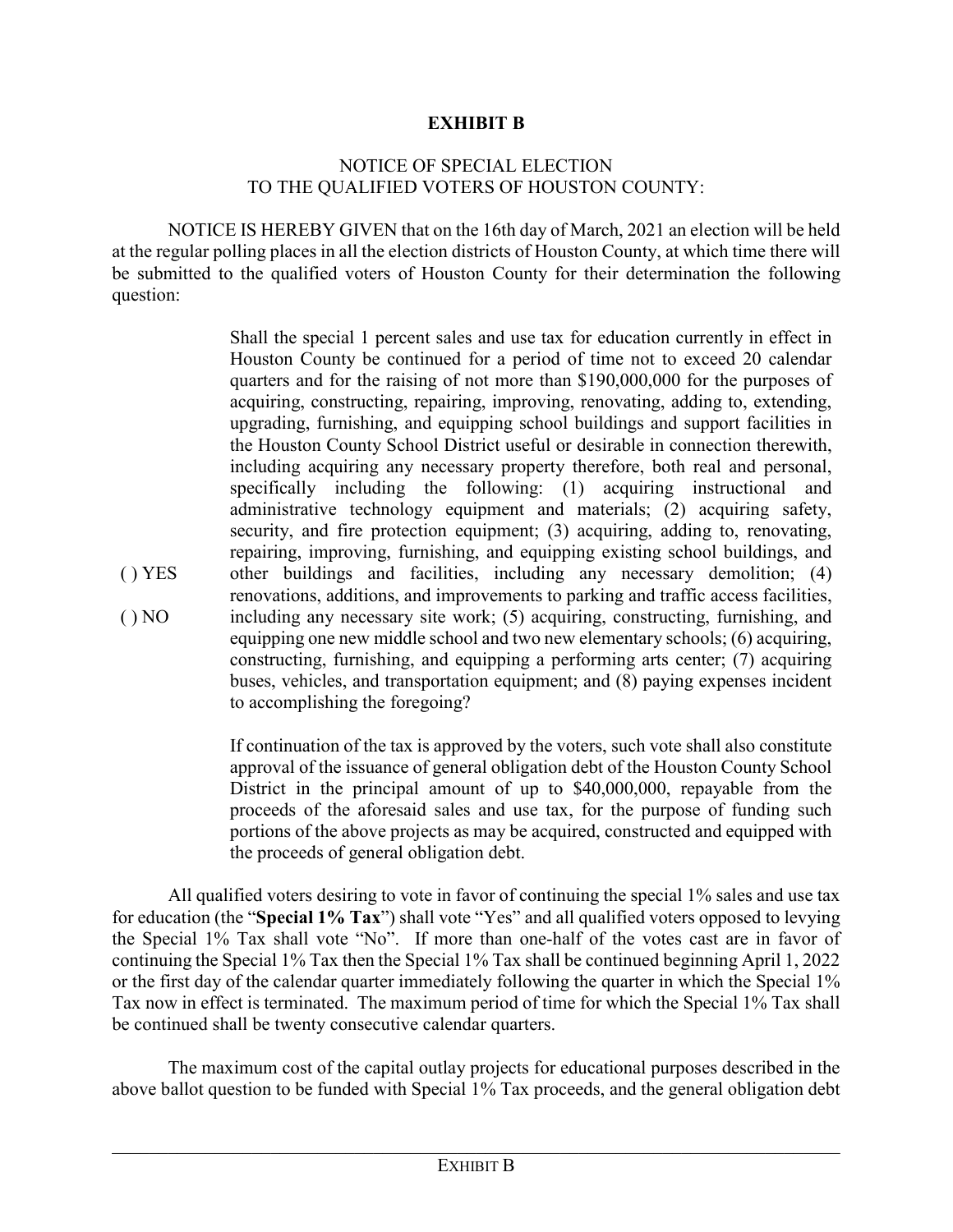**EXHIBIT B**

NOTICE OF SPECIAL ELECTION
TO THE QUALIFIED VOTERS OF HOUSTON COUNTY:

NOTICE IS HEREBY GIVEN that on the 16th day of March, 2021 an election will be held at the regular polling places in all the election districts of Houston County, at which time there will be submitted to the qualified voters of Houston County for their determination the following question:

( ) YES

( ) NO

> Shall the special 1 percent sales and use tax for education currently in effect in Houston County be continued for a period of time not to exceed 20 calendar quarters and for the raising of not more than $190,000,000 for the purposes of acquiring, constructing, repairing, improving, renovating, adding to, extending, upgrading, furnishing, and equipping school buildings and support facilities in the Houston County School District useful or desirable in connection therewith, including acquiring any necessary property therefore, both real and personal, specifically including the following: (1) acquiring instructional and administrative technology equipment and materials; (2) acquiring safety, security, and fire protection equipment; (3) acquiring, adding to, renovating, repairing, improving, furnishing, and equipping existing school buildings, and other buildings and facilities, including any necessary demolition; (4) renovations, additions, and improvements to parking and traffic access facilities, including any necessary site work; (5) acquiring, constructing, furnishing, and equipping one new middle school and two new elementary schools; (6) acquiring, constructing, furnishing, and equipping a performing arts center; (7) acquiring buses, vehicles, and transportation equipment; and (8) paying expenses incident to accomplishing the foregoing?
>
> If continuation of the tax is approved by the voters, such vote shall also constitute approval of the issuance of general obligation debt of the Houston County School District in the principal amount of up to $40,000,000, repayable from the proceeds of the aforesaid sales and use tax, for the purpose of funding such portions of the above projects as may be acquired, constructed and equipped with the proceeds of general obligation debt.

All qualified voters desiring to vote in favor of continuing the special 1% sales and use tax for education (the "**Special 1% Tax**") shall vote "Yes" and all qualified voters opposed to levying the Special 1% Tax shall vote "No". If more than one-half of the votes cast are in favor of continuing the Special 1% Tax then the Special 1% Tax shall be continued beginning April 1, 2022 or the first day of the calendar quarter immediately following the quarter in which the Special 1% Tax now in effect is terminated. The maximum period of time for which the Special 1% Tax shall be continued shall be twenty consecutive calendar quarters.

The maximum cost of the capital outlay projects for educational purposes described in the above ballot question to be funded with Special 1% Tax proceeds, and the general obligation debt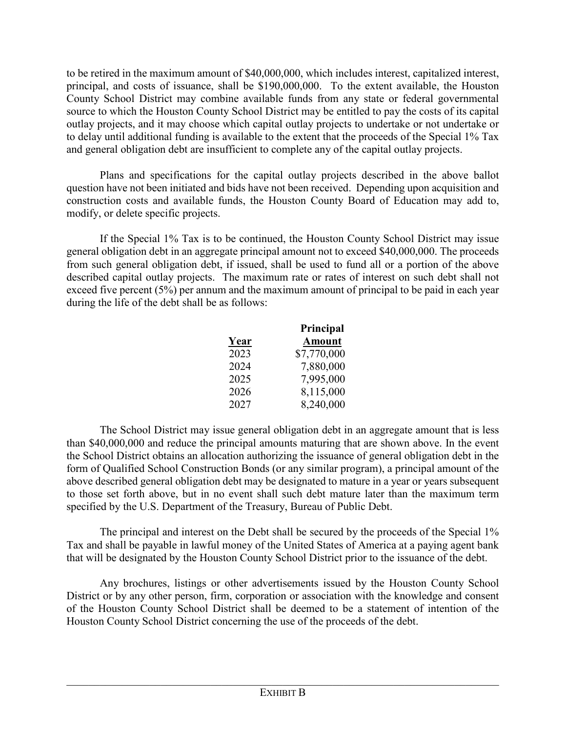to be retired in the maximum amount of $40,000,000, which includes interest, capitalized interest, principal, and costs of issuance, shall be $190,000,000. To the extent available, the Houston County School District may combine available funds from any state or federal governmental source to which the Houston County School District may be entitled to pay the costs of its capital outlay projects, and it may choose which capital outlay projects to undertake or not undertake or to delay until additional funding is available to the extent that the proceeds of the Special 1% Tax and general obligation debt are insufficient to complete any of the capital outlay projects.

Plans and specifications for the capital outlay projects described in the above ballot question have not been initiated and bids have not been received. Depending upon acquisition and construction costs and available funds, the Houston County Board of Education may add to, modify, or delete specific projects.

If the Special 1% Tax is to be continued, the Houston County School District may issue general obligation debt in an aggregate principal amount not to exceed $40,000,000. The proceeds from such general obligation debt, if issued, shall be used to fund all or a portion of the above described capital outlay projects. The maximum rate or rates of interest on such debt shall not exceed five percent (5%) per annum and the maximum amount of principal to be paid in each year during the life of the debt shall be as follows:

| Year | Principal Amount |
|---|---|
| 2023 | $7,770,000 |
| 2024 | 7,880,000 |
| 2025 | 7,995,000 |
| 2026 | 8,115,000 |
| 2027 | 8,240,000 |

The School District may issue general obligation debt in an aggregate amount that is less than $40,000,000 and reduce the principal amounts maturing that are shown above. In the event the School District obtains an allocation authorizing the issuance of general obligation debt in the form of Qualified School Construction Bonds (or any similar program), a principal amount of the above described general obligation debt may be designated to mature in a year or years subsequent to those set forth above, but in no event shall such debt mature later than the maximum term specified by the U.S. Department of the Treasury, Bureau of Public Debt.

The principal and interest on the Debt shall be secured by the proceeds of the Special 1% Tax and shall be payable in lawful money of the United States of America at a paying agent bank that will be designated by the Houston County School District prior to the issuance of the debt.

Any brochures, listings or other advertisements issued by the Houston County School District or by any other person, firm, corporation or association with the knowledge and consent of the Houston County School District shall be deemed to be a statement of intention of the Houston County School District concerning the use of the proceeds of the debt.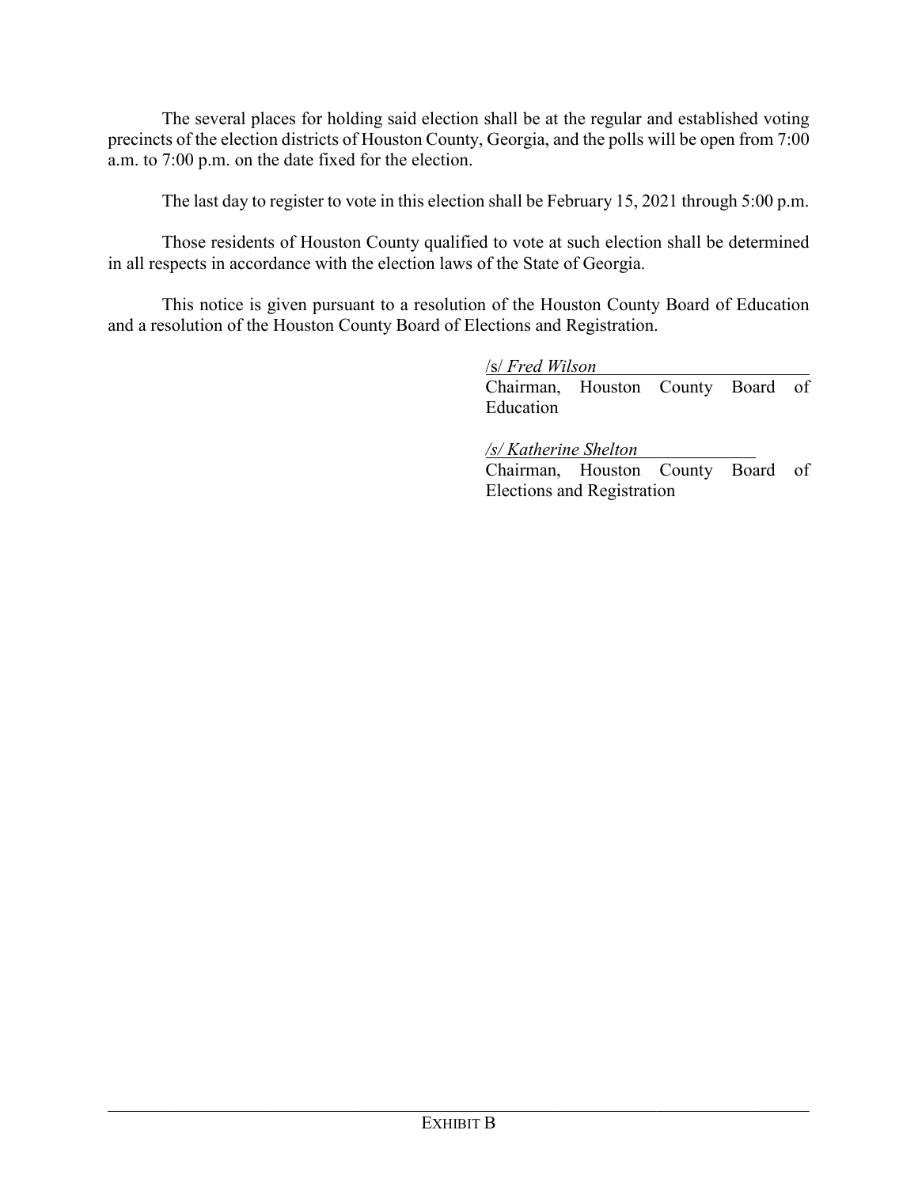The several places for holding said election shall be at the regular and established voting precincts of the election districts of Houston County, Georgia, and the polls will be open from 7:00 a.m. to 7:00 p.m. on the date fixed for the election.

The last day to register to vote in this election shall be February 15, 2021 through 5:00 p.m.

Those residents of Houston County qualified to vote at such election shall be determined in all respects in accordance with the election laws of the State of Georgia.

This notice is given pursuant to a resolution of the Houston County Board of Education and a resolution of the Houston County Board of Elections and Registration.

/s/ *Fred Wilson*
Chairman, Houston County Board of Education

*/s/ Katherine Shelton*
Chairman, Houston County Board of Elections and Registration

EXHIBIT B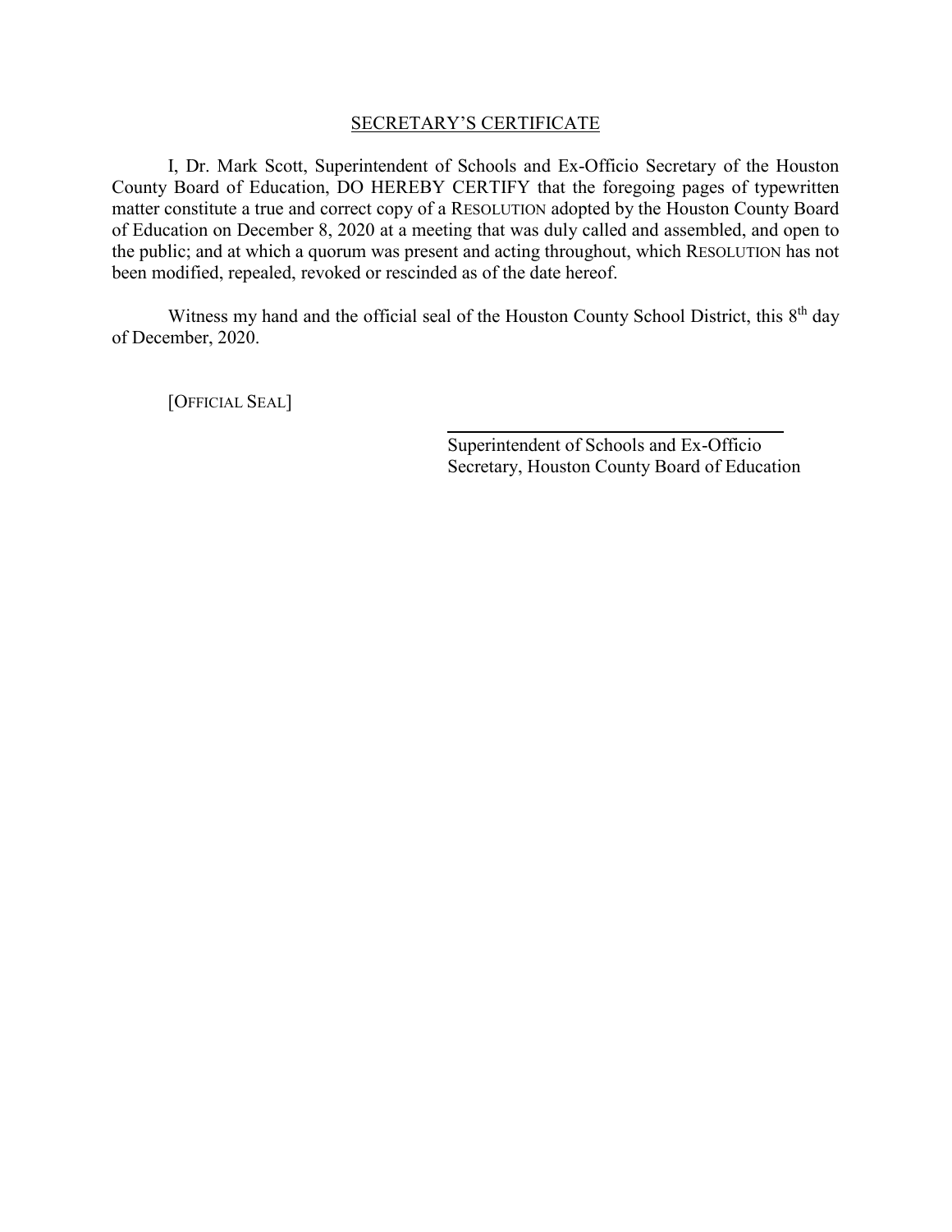## SECRETARY'S CERTIFICATE

I, Dr. Mark Scott, Superintendent of Schools and Ex-Officio Secretary of the Houston County Board of Education, DO HEREBY CERTIFY that the foregoing pages of typewritten matter constitute a true and correct copy of a RESOLUTION adopted by the Houston County Board of Education on December 8, 2020 at a meeting that was duly called and assembled, and open to the public; and at which a quorum was present and acting throughout, which RESOLUTION has not been modified, repealed, revoked or rescinded as of the date hereof.

Witness my hand and the official seal of the Houston County School District, this 8th day of December, 2020.

[OFFICIAL SEAL]

\_\_\_\_\_\_\_\_\_\_\_\_\_\_\_\_\_\_\_\_\_\_\_\_\_\_\_\_\_\_\_\_\_\_\_\_

Superintendent of Schools and Ex-Officio
Secretary, Houston County Board of Education